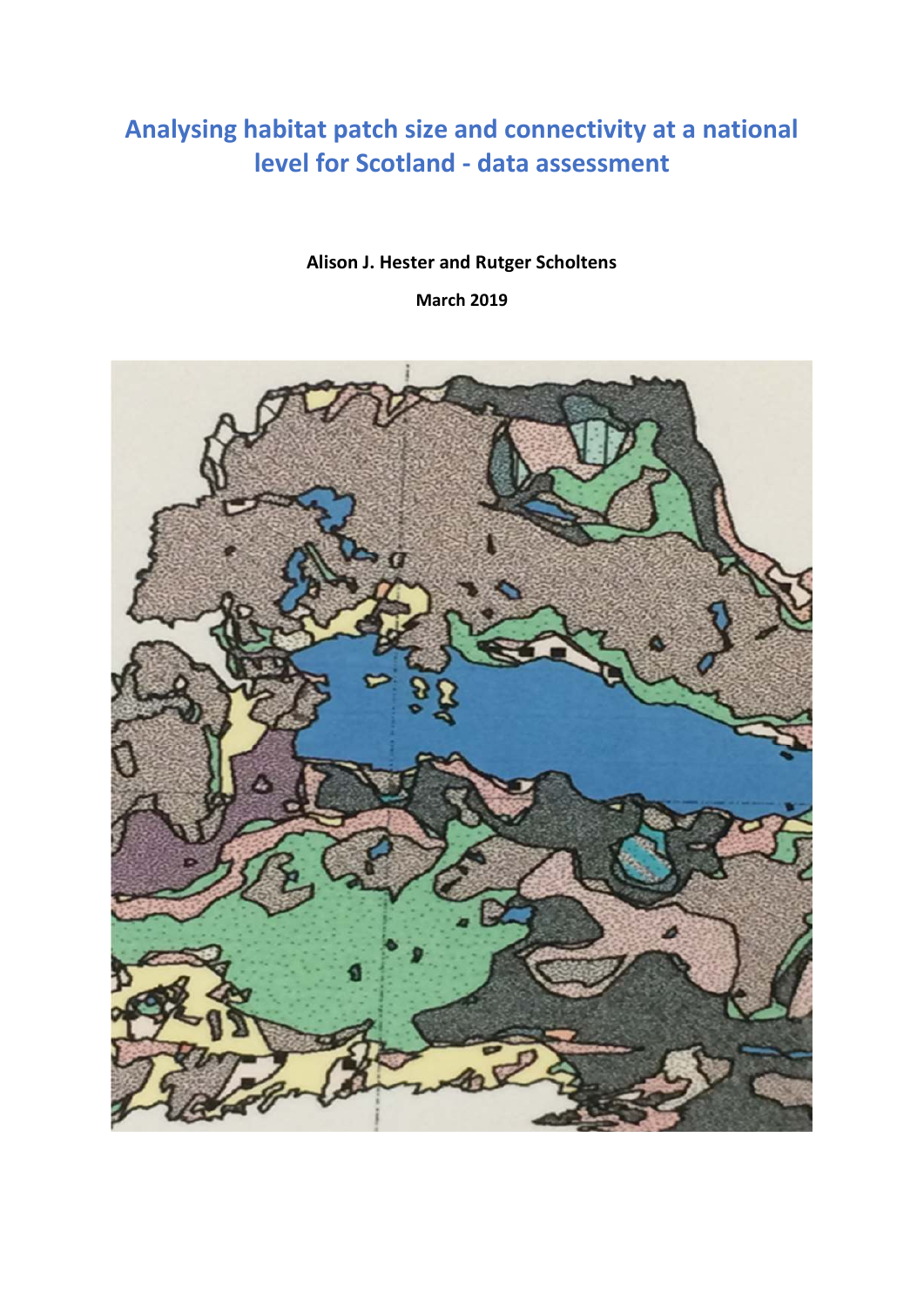# Analysing habitat patch size and connectivity at a national level for Scotland - data assessment

**Alison J. Hester and Rutger Scholtens**

**March 2019**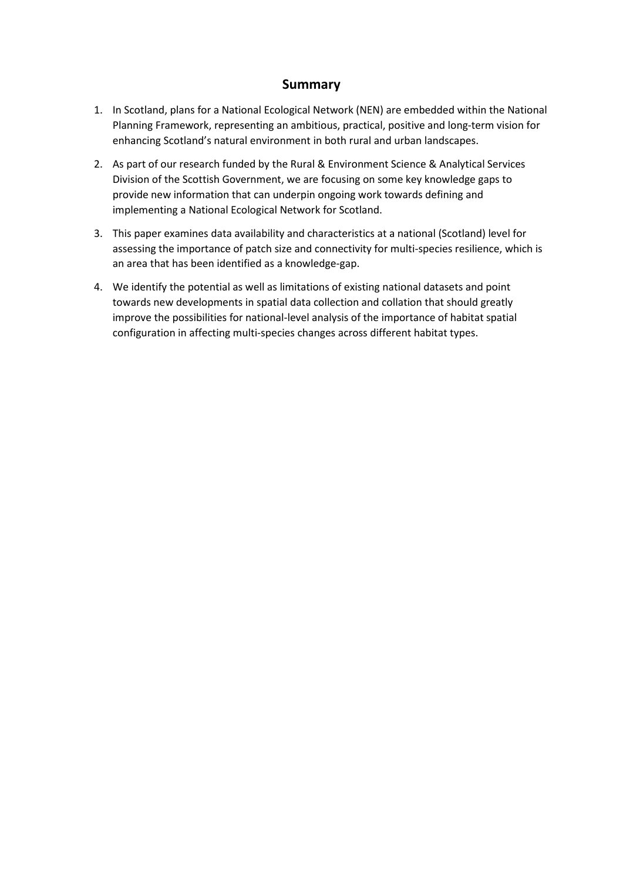## Summary

1. In Scotland, plans for a National Ecological Network (NEN) are embedded within the National Planning Framework, representing an ambitious, practical, positive and long-term vision for enhancing Scotland's natural environment in both rural and urban landscapes.
2. As part of our research funded by the Rural & Environment Science & Analytical Services Division of the Scottish Government, we are focusing on some key knowledge gaps to provide new information that can underpin ongoing work towards defining and implementing a National Ecological Network for Scotland.
3. This paper examines data availability and characteristics at a national (Scotland) level for assessing the importance of patch size and connectivity for multi-species resilience, which is an area that has been identified as a knowledge-gap.
4. We identify the potential as well as limitations of existing national datasets and point towards new developments in spatial data collection and collation that should greatly improve the possibilities for national-level analysis of the importance of habitat spatial configuration in affecting multi-species changes across different habitat types.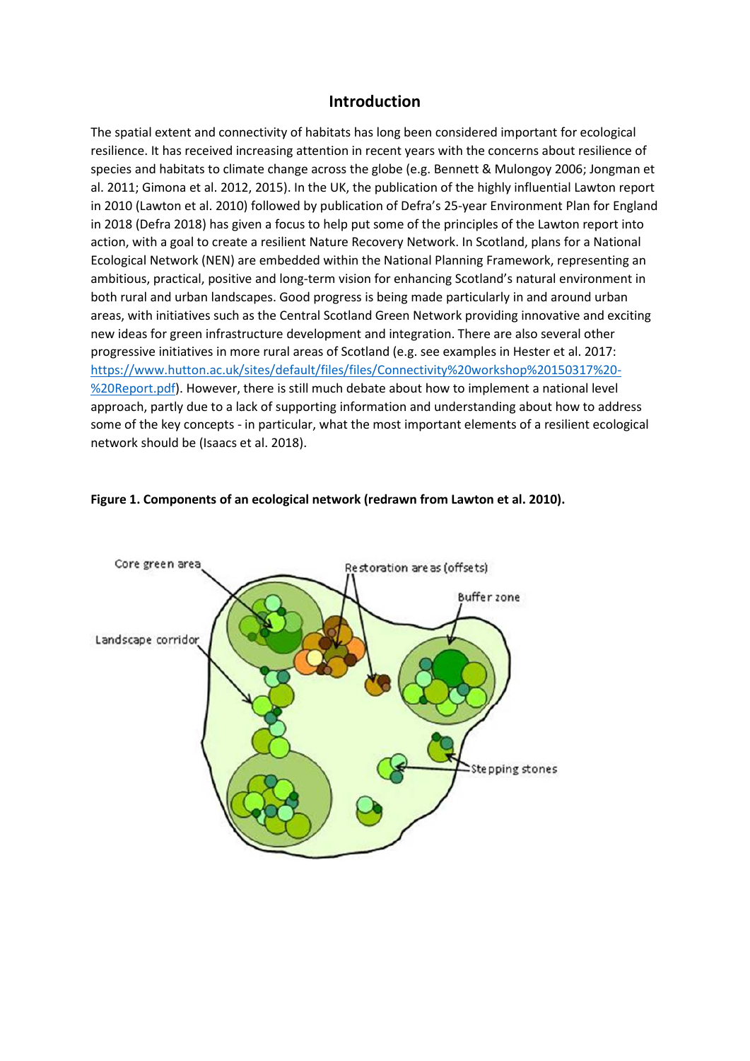## Introduction

The spatial extent and connectivity of habitats has long been considered important for ecological resilience. It has received increasing attention in recent years with the concerns about resilience of species and habitats to climate change across the globe (e.g. Bennett & Mulongoy 2006; Jongman et al. 2011; Gimona et al. 2012, 2015). In the UK, the publication of the highly influential Lawton report in 2010 (Lawton et al. 2010) followed by publication of Defra's 25-year Environment Plan for England in 2018 (Defra 2018) has given a focus to help put some of the principles of the Lawton report into action, with a goal to create a resilient Nature Recovery Network. In Scotland, plans for a National Ecological Network (NEN) are embedded within the National Planning Framework, representing an ambitious, practical, positive and long-term vision for enhancing Scotland's natural environment in both rural and urban landscapes. Good progress is being made particularly in and around urban areas, with initiatives such as the Central Scotland Green Network providing innovative and exciting new ideas for green infrastructure development and integration. There are also several other progressive initiatives in more rural areas of Scotland (e.g. see examples in Hester et al. 2017: https://www.hutton.ac.uk/sites/default/files/files/Connectivity%20workshop%20150317%20-%20Report.pdf). However, there is still much debate about how to implement a national level approach, partly due to a lack of supporting information and understanding about how to address some of the key concepts - in particular, what the most important elements of a resilient ecological network should be (Isaacs et al. 2018).

**Figure 1. Components of an ecological network (redrawn from Lawton et al. 2010).**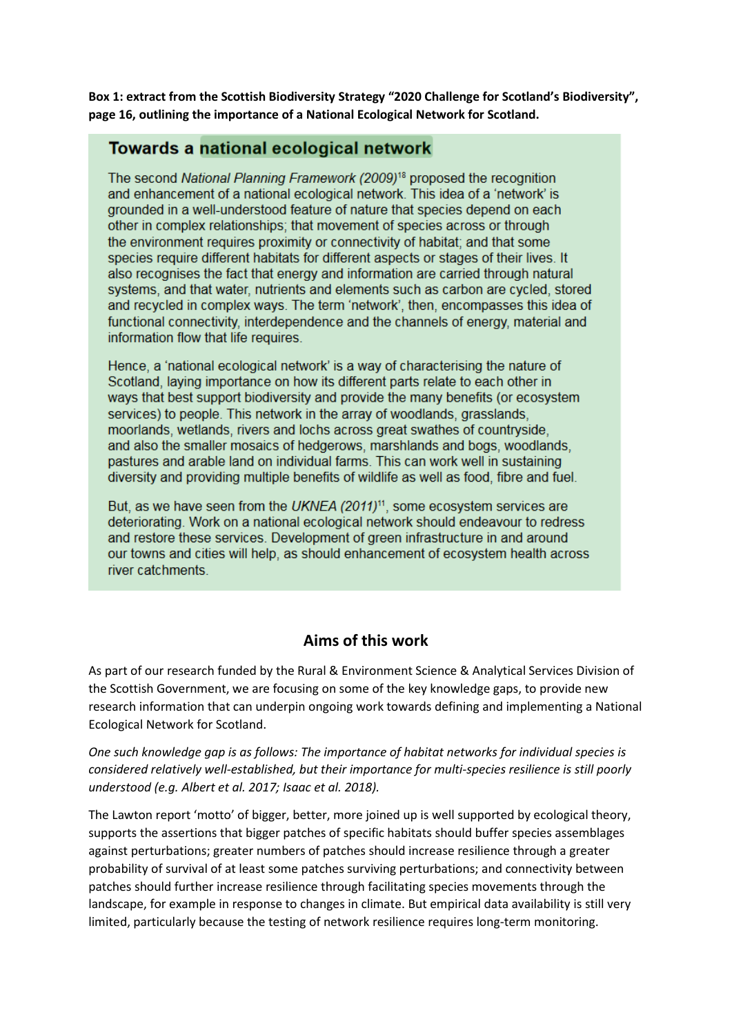**Box 1: extract from the Scottish Biodiversity Strategy "2020 Challenge for Scotland's Biodiversity", page 16, outlining the importance of a National Ecological Network for Scotland.**

> ### Towards a national ecological network
>
> The second *National Planning Framework (2009)*[18] proposed the recognition and enhancement of a national ecological network. This idea of a 'network' is grounded in a well-understood feature of nature that species depend on each other in complex relationships; that movement of species across or through the environment requires proximity or connectivity of habitat; and that some species require different habitats for different aspects or stages of their lives. It also recognises the fact that energy and information are carried through natural systems, and that water, nutrients and elements such as carbon are cycled, stored and recycled in complex ways. The term 'network', then, encompasses this idea of functional connectivity, interdependence and the channels of energy, material and information flow that life requires.
>
> Hence, a 'national ecological network' is a way of characterising the nature of Scotland, laying importance on how its different parts relate to each other in ways that best support biodiversity and provide the many benefits (or ecosystem services) to people. This network in the array of woodlands, grasslands, moorlands, wetlands, rivers and lochs across great swathes of countryside, and also the smaller mosaics of hedgerows, marshlands and bogs, woodlands, pastures and arable land on individual farms. This can work well in sustaining diversity and providing multiple benefits of wildlife as well as food, fibre and fuel.
>
> But, as we have seen from the *UKNEA (2011)*[11], some ecosystem services are deteriorating. Work on a national ecological network should endeavour to redress and restore these services. Development of green infrastructure in and around our towns and cities will help, as should enhancement of ecosystem health across river catchments.

## Aims of this work

As part of our research funded by the Rural & Environment Science & Analytical Services Division of the Scottish Government, we are focusing on some of the key knowledge gaps, to provide new research information that can underpin ongoing work towards defining and implementing a National Ecological Network for Scotland.

*One such knowledge gap is as follows: The importance of habitat networks for individual species is considered relatively well-established, but their importance for multi-species resilience is still poorly understood (e.g. Albert et al. 2017; Isaac et al. 2018).*

The Lawton report 'motto' of bigger, better, more joined up is well supported by ecological theory, supports the assertions that bigger patches of specific habitats should buffer species assemblages against perturbations; greater numbers of patches should increase resilience through a greater probability of survival of at least some patches surviving perturbations; and connectivity between patches should further increase resilience through facilitating species movements through the landscape, for example in response to changes in climate. But empirical data availability is still very limited, particularly because the testing of network resilience requires long-term monitoring.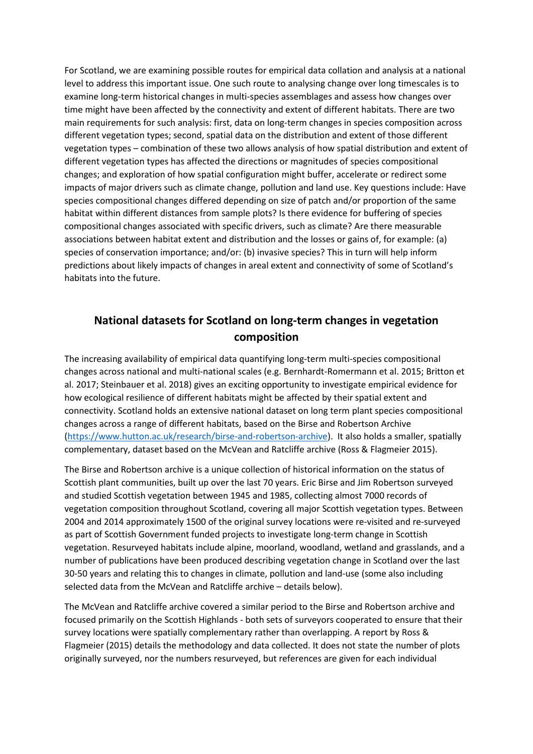For Scotland, we are examining possible routes for empirical data collation and analysis at a national level to address this important issue. One such route to analysing change over long timescales is to examine long-term historical changes in multi-species assemblages and assess how changes over time might have been affected by the connectivity and extent of different habitats. There are two main requirements for such analysis: first, data on long-term changes in species composition across different vegetation types; second, spatial data on the distribution and extent of those different vegetation types – combination of these two allows analysis of how spatial distribution and extent of different vegetation types has affected the directions or magnitudes of species compositional changes; and exploration of how spatial configuration might buffer, accelerate or redirect some impacts of major drivers such as climate change, pollution and land use. Key questions include: Have species compositional changes differed depending on size of patch and/or proportion of the same habitat within different distances from sample plots? Is there evidence for buffering of species compositional changes associated with specific drivers, such as climate? Are there measurable associations between habitat extent and distribution and the losses or gains of, for example: (a) species of conservation importance; and/or: (b) invasive species? This in turn will help inform predictions about likely impacts of changes in areal extent and connectivity of some of Scotland's habitats into the future.

## National datasets for Scotland on long-term changes in vegetation composition

The increasing availability of empirical data quantifying long-term multi-species compositional changes across national and multi-national scales (e.g. Bernhardt-Romermann et al. 2015; Britton et al. 2017; Steinbauer et al. 2018) gives an exciting opportunity to investigate empirical evidence for how ecological resilience of different habitats might be affected by their spatial extent and connectivity. Scotland holds an extensive national dataset on long term plant species compositional changes across a range of different habitats, based on the Birse and Robertson Archive (https://www.hutton.ac.uk/research/birse-and-robertson-archive). It also holds a smaller, spatially complementary, dataset based on the McVean and Ratcliffe archive (Ross & Flagmeier 2015).

The Birse and Robertson archive is a unique collection of historical information on the status of Scottish plant communities, built up over the last 70 years. Eric Birse and Jim Robertson surveyed and studied Scottish vegetation between 1945 and 1985, collecting almost 7000 records of vegetation composition throughout Scotland, covering all major Scottish vegetation types. Between 2004 and 2014 approximately 1500 of the original survey locations were re-visited and re-surveyed as part of Scottish Government funded projects to investigate long-term change in Scottish vegetation. Resurveyed habitats include alpine, moorland, woodland, wetland and grasslands, and a number of publications have been produced describing vegetation change in Scotland over the last 30-50 years and relating this to changes in climate, pollution and land-use (some also including selected data from the McVean and Ratcliffe archive – details below).

The McVean and Ratcliffe archive covered a similar period to the Birse and Robertson archive and focused primarily on the Scottish Highlands - both sets of surveyors cooperated to ensure that their survey locations were spatially complementary rather than overlapping. A report by Ross & Flagmeier (2015) details the methodology and data collected. It does not state the number of plots originally surveyed, nor the numbers resurveyed, but references are given for each individual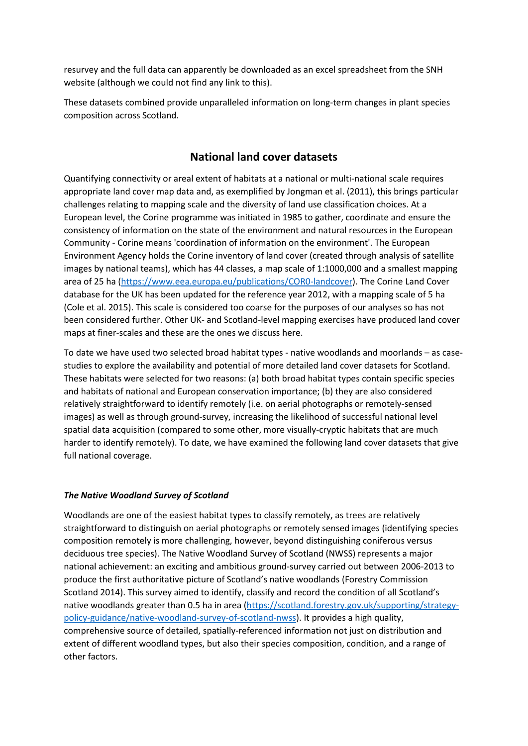resurvey and the full data can apparently be downloaded as an excel spreadsheet from the SNH website (although we could not find any link to this).

These datasets combined provide unparalleled information on long-term changes in plant species composition across Scotland.

## National land cover datasets

Quantifying connectivity or areal extent of habitats at a national or multi-national scale requires appropriate land cover map data and, as exemplified by Jongman et al. (2011), this brings particular challenges relating to mapping scale and the diversity of land use classification choices. At a European level, the Corine programme was initiated in 1985 to gather, coordinate and ensure the consistency of information on the state of the environment and natural resources in the European Community - Corine means 'coordination of information on the environment'. The European Environment Agency holds the Corine inventory of land cover (created through analysis of satellite images by national teams), which has 44 classes, a map scale of 1:1000,000 and a smallest mapping area of 25 ha (https://www.eea.europa.eu/publications/COR0-landcover). The Corine Land Cover database for the UK has been updated for the reference year 2012, with a mapping scale of 5 ha (Cole et al. 2015). This scale is considered too coarse for the purposes of our analyses so has not been considered further. Other UK- and Scotland-level mapping exercises have produced land cover maps at finer-scales and these are the ones we discuss here.

To date we have used two selected broad habitat types - native woodlands and moorlands – as case-studies to explore the availability and potential of more detailed land cover datasets for Scotland. These habitats were selected for two reasons: (a) both broad habitat types contain specific species and habitats of national and European conservation importance; (b) they are also considered relatively straightforward to identify remotely (i.e. on aerial photographs or remotely-sensed images) as well as through ground-survey, increasing the likelihood of successful national level spatial data acquisition (compared to some other, more visually-cryptic habitats that are much harder to identify remotely). To date, we have examined the following land cover datasets that give full national coverage.

### *The Native Woodland Survey of Scotland*

Woodlands are one of the easiest habitat types to classify remotely, as trees are relatively straightforward to distinguish on aerial photographs or remotely sensed images (identifying species composition remotely is more challenging, however, beyond distinguishing coniferous versus deciduous tree species). The Native Woodland Survey of Scotland (NWSS) represents a major national achievement: an exciting and ambitious ground-survey carried out between 2006-2013 to produce the first authoritative picture of Scotland's native woodlands (Forestry Commission Scotland 2014). This survey aimed to identify, classify and record the condition of all Scotland's native woodlands greater than 0.5 ha in area (https://scotland.forestry.gov.uk/supporting/strategy-policy-guidance/native-woodland-survey-of-scotland-nwss). It provides a high quality, comprehensive source of detailed, spatially-referenced information not just on distribution and extent of different woodland types, but also their species composition, condition, and a range of other factors.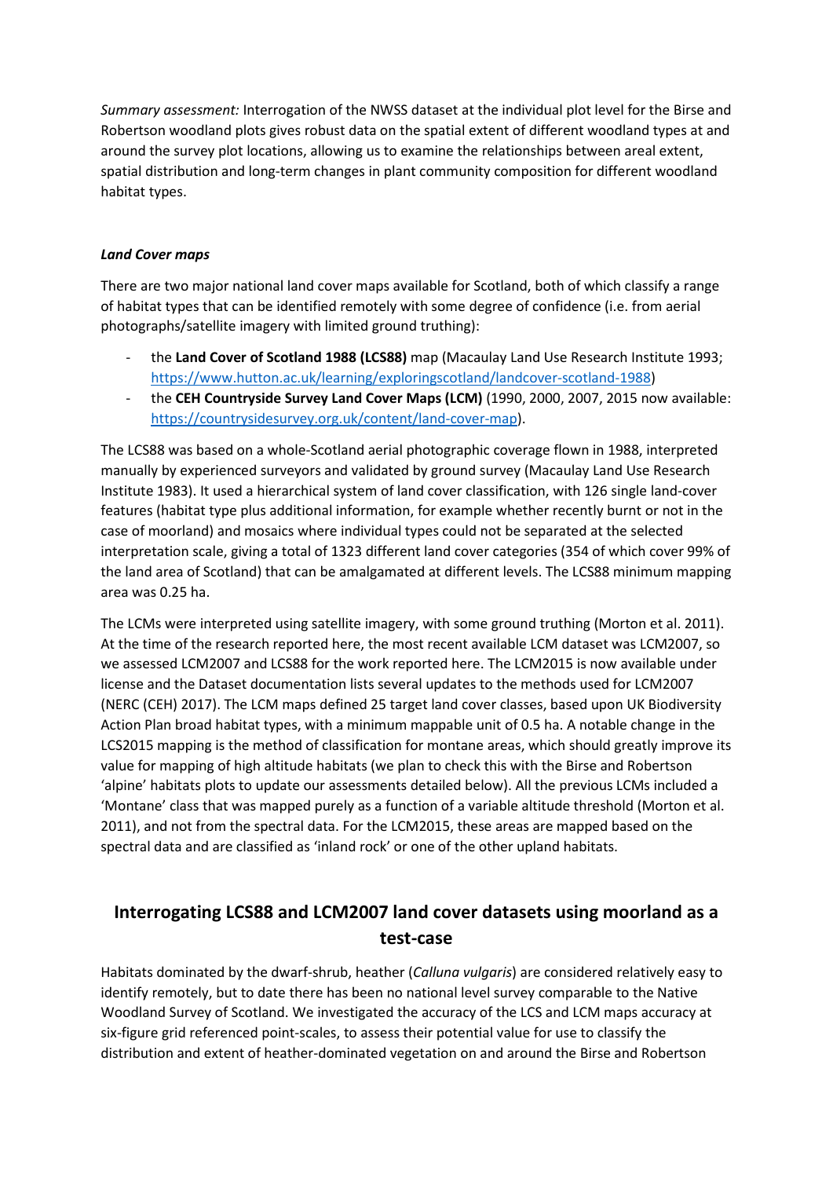*Summary assessment:* Interrogation of the NWSS dataset at the individual plot level for the Birse and Robertson woodland plots gives robust data on the spatial extent of different woodland types at and around the survey plot locations, allowing us to examine the relationships between areal extent, spatial distribution and long-term changes in plant community composition for different woodland habitat types.

***Land Cover maps***

There are two major national land cover maps available for Scotland, both of which classify a range of habitat types that can be identified remotely with some degree of confidence (i.e. from aerial photographs/satellite imagery with limited ground truthing):

- the **Land Cover of Scotland 1988 (LCS88)** map (Macaulay Land Use Research Institute 1993; https://www.hutton.ac.uk/learning/exploringscotland/landcover-scotland-1988)
- the **CEH Countryside Survey Land Cover Maps (LCM)** (1990, 2000, 2007, 2015 now available: https://countrysidesurvey.org.uk/content/land-cover-map).

The LCS88 was based on a whole-Scotland aerial photographic coverage flown in 1988, interpreted manually by experienced surveyors and validated by ground survey (Macaulay Land Use Research Institute 1983). It used a hierarchical system of land cover classification, with 126 single land-cover features (habitat type plus additional information, for example whether recently burnt or not in the case of moorland) and mosaics where individual types could not be separated at the selected interpretation scale, giving a total of 1323 different land cover categories (354 of which cover 99% of the land area of Scotland) that can be amalgamated at different levels. The LCS88 minimum mapping area was 0.25 ha.

The LCMs were interpreted using satellite imagery, with some ground truthing (Morton et al. 2011). At the time of the research reported here, the most recent available LCM dataset was LCM2007, so we assessed LCM2007 and LCS88 for the work reported here. The LCM2015 is now available under license and the Dataset documentation lists several updates to the methods used for LCM2007 (NERC (CEH) 2017). The LCM maps defined 25 target land cover classes, based upon UK Biodiversity Action Plan broad habitat types, with a minimum mappable unit of 0.5 ha. A notable change in the LCS2015 mapping is the method of classification for montane areas, which should greatly improve its value for mapping of high altitude habitats (we plan to check this with the Birse and Robertson 'alpine' habitats plots to update our assessments detailed below). All the previous LCMs included a 'Montane' class that was mapped purely as a function of a variable altitude threshold (Morton et al. 2011), and not from the spectral data. For the LCM2015, these areas are mapped based on the spectral data and are classified as 'inland rock' or one of the other upland habitats.

## Interrogating LCS88 and LCM2007 land cover datasets using moorland as a test-case

Habitats dominated by the dwarf-shrub, heather (*Calluna vulgaris*) are considered relatively easy to identify remotely, but to date there has been no national level survey comparable to the Native Woodland Survey of Scotland. We investigated the accuracy of the LCS and LCM maps accuracy at six-figure grid referenced point-scales, to assess their potential value for use to classify the distribution and extent of heather-dominated vegetation on and around the Birse and Robertson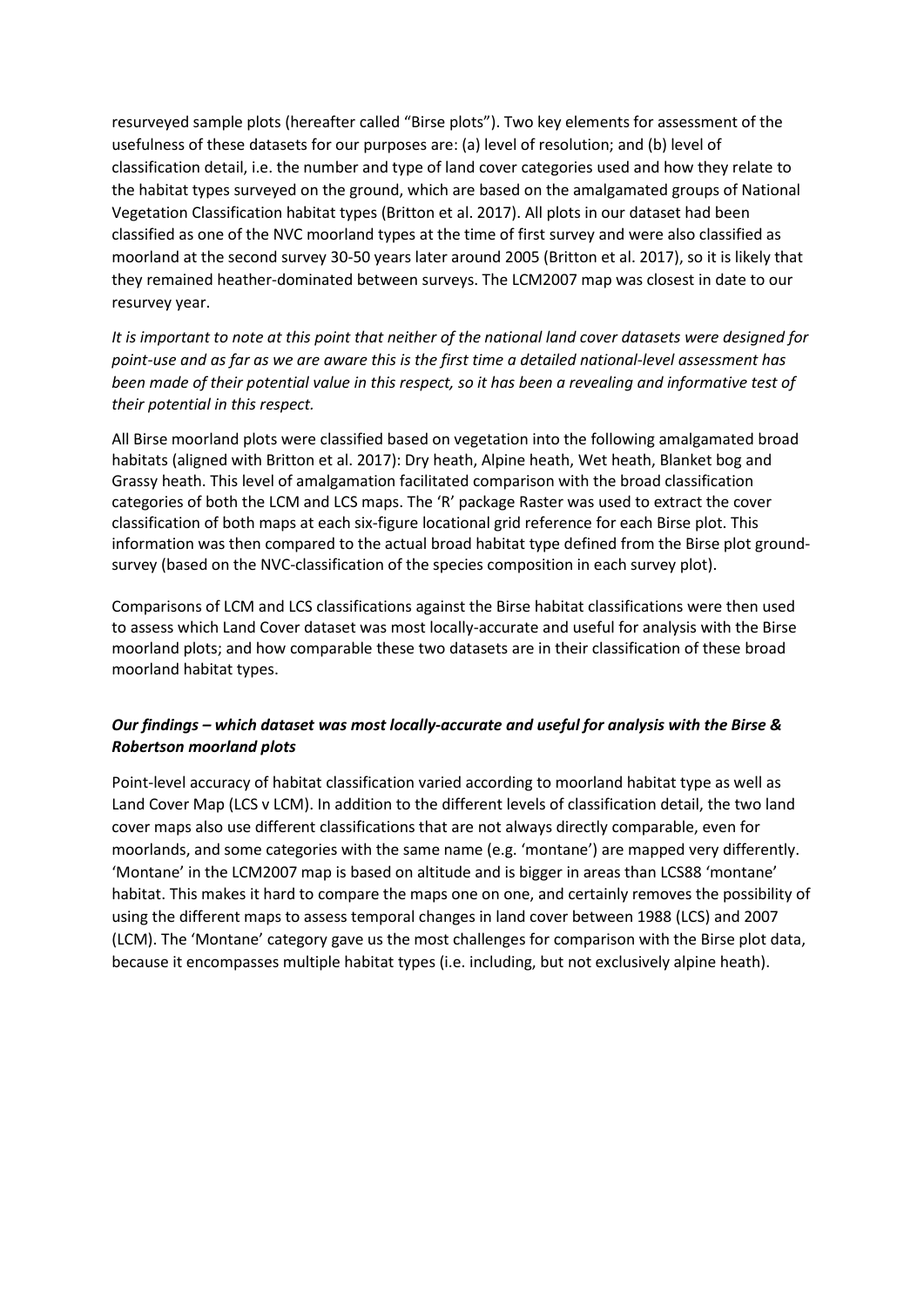resurveyed sample plots (hereafter called "Birse plots"). Two key elements for assessment of the usefulness of these datasets for our purposes are: (a) level of resolution; and (b) level of classification detail, i.e. the number and type of land cover categories used and how they relate to the habitat types surveyed on the ground, which are based on the amalgamated groups of National Vegetation Classification habitat types (Britton et al. 2017). All plots in our dataset had been classified as one of the NVC moorland types at the time of first survey and were also classified as moorland at the second survey 30-50 years later around 2005 (Britton et al. 2017), so it is likely that they remained heather-dominated between surveys. The LCM2007 map was closest in date to our resurvey year.

*It is important to note at this point that neither of the national land cover datasets were designed for point-use and as far as we are aware this is the first time a detailed national-level assessment has been made of their potential value in this respect, so it has been a revealing and informative test of their potential in this respect.*

All Birse moorland plots were classified based on vegetation into the following amalgamated broad habitats (aligned with Britton et al. 2017): Dry heath, Alpine heath, Wet heath, Blanket bog and Grassy heath. This level of amalgamation facilitated comparison with the broad classification categories of both the LCM and LCS maps. The 'R' package Raster was used to extract the cover classification of both maps at each six-figure locational grid reference for each Birse plot. This information was then compared to the actual broad habitat type defined from the Birse plot ground-survey (based on the NVC-classification of the species composition in each survey plot).

Comparisons of LCM and LCS classifications against the Birse habitat classifications were then used to assess which Land Cover dataset was most locally-accurate and useful for analysis with the Birse moorland plots; and how comparable these two datasets are in their classification of these broad moorland habitat types.

### *Our findings – which dataset was most locally-accurate and useful for analysis with the Birse & Robertson moorland plots*

Point-level accuracy of habitat classification varied according to moorland habitat type as well as Land Cover Map (LCS v LCM). In addition to the different levels of classification detail, the two land cover maps also use different classifications that are not always directly comparable, even for moorlands, and some categories with the same name (e.g. 'montane') are mapped very differently. 'Montane' in the LCM2007 map is based on altitude and is bigger in areas than LCS88 'montane' habitat. This makes it hard to compare the maps one on one, and certainly removes the possibility of using the different maps to assess temporal changes in land cover between 1988 (LCS) and 2007 (LCM). The 'Montane' category gave us the most challenges for comparison with the Birse plot data, because it encompasses multiple habitat types (i.e. including, but not exclusively alpine heath).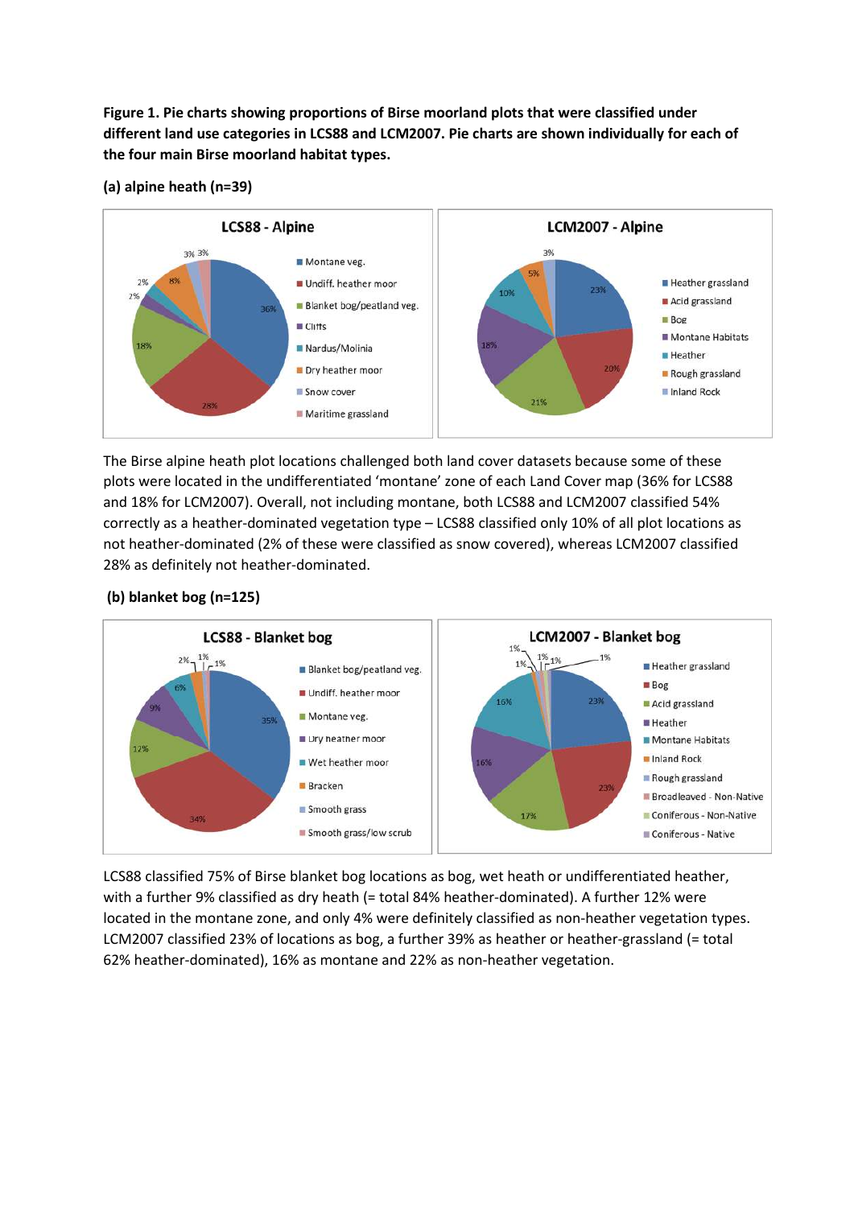**Figure 1. Pie charts showing proportions of Birse moorland plots that were classified under different land use categories in LCS88 and LCM2007. Pie charts are shown individually for each of the four main Birse moorland habitat types.**

**(a) alpine heath (n=39)**

The Birse alpine heath plot locations challenged both land cover datasets because some of these plots were located in the undifferentiated 'montane' zone of each Land Cover map (36% for LCS88 and 18% for LCM2007). Overall, not including montane, both LCS88 and LCM2007 classified 54% correctly as a heather-dominated vegetation type – LCS88 classified only 10% of all plot locations as not heather-dominated (2% of these were classified as snow covered), whereas LCM2007 classified 28% as definitely not heather-dominated.

**(b) blanket bog (n=125)**

LCS88 classified 75% of Birse blanket bog locations as bog, wet heath or undifferentiated heather, with a further 9% classified as dry heath (= total 84% heather-dominated). A further 12% were located in the montane zone, and only 4% were definitely classified as non-heather vegetation types. LCM2007 classified 23% of locations as bog, a further 39% as heather or heather-grassland (= total 62% heather-dominated), 16% as montane and 22% as non-heather vegetation.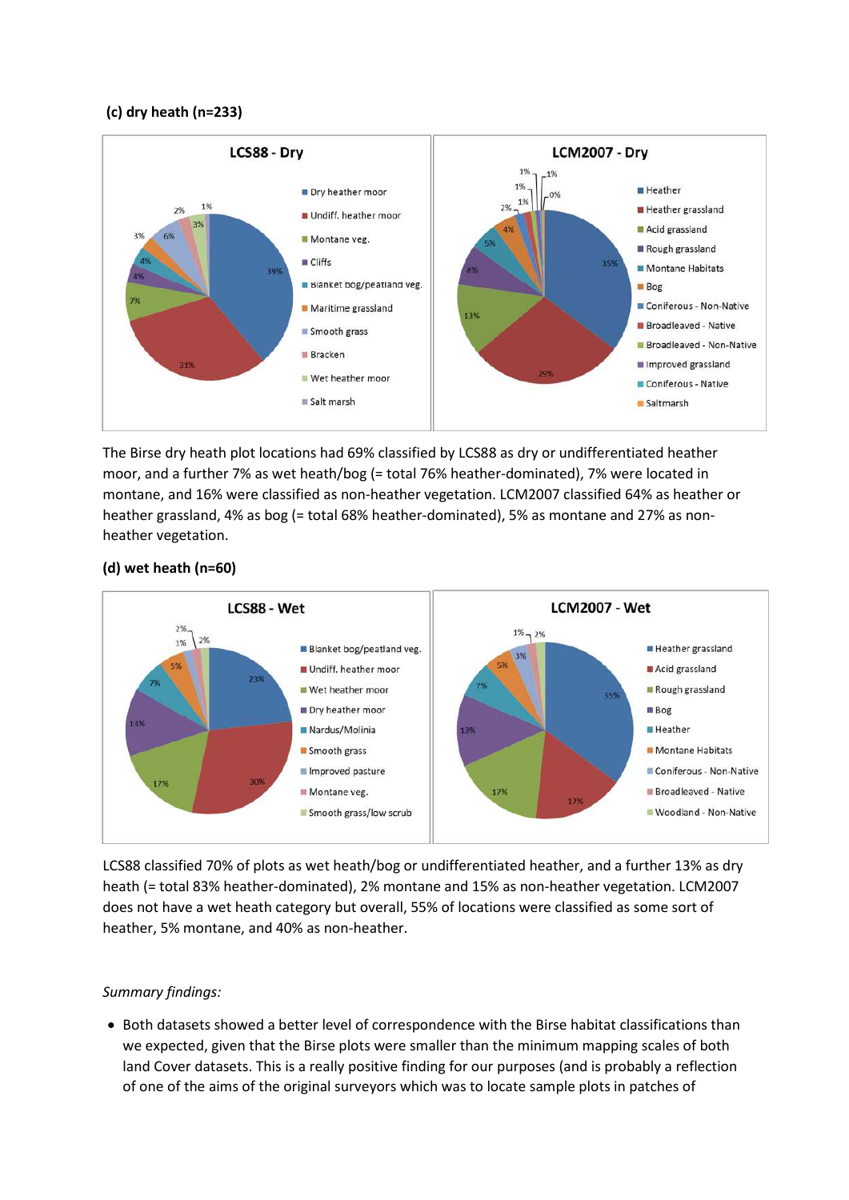**(c) dry heath (n=233)**

The Birse dry heath plot locations had 69% classified by LCS88 as dry or undifferentiated heather moor, and a further 7% as wet heath/bog (= total 76% heather-dominated), 7% were located in montane, and 16% were classified as non-heather vegetation. LCM2007 classified 64% as heather or heather grassland, 4% as bog (= total 68% heather-dominated), 5% as montane and 27% as non-heather vegetation.

**(d) wet heath (n=60)**

LCS88 classified 70% of plots as wet heath/bog or undifferentiated heather, and a further 13% as dry heath (= total 83% heather-dominated), 2% montane and 15% as non-heather vegetation. LCM2007 does not have a wet heath category but overall, 55% of locations were classified as some sort of heather, 5% montane, and 40% as non-heather.

*Summary findings:*

- Both datasets showed a better level of correspondence with the Birse habitat classifications than we expected, given that the Birse plots were smaller than the minimum mapping scales of both land Cover datasets. This is a really positive finding for our purposes (and is probably a reflection of one of the aims of the original surveyors which was to locate sample plots in patches of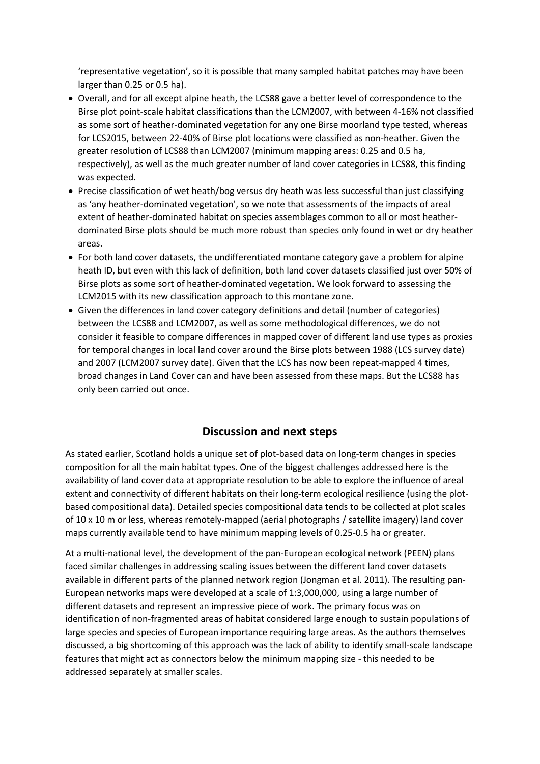'representative vegetation', so it is possible that many sampled habitat patches may have been larger than 0.25 or 0.5 ha).

- Overall, and for all except alpine heath, the LCS88 gave a better level of correspondence to the Birse plot point-scale habitat classifications than the LCM2007, with between 4-16% not classified as some sort of heather-dominated vegetation for any one Birse moorland type tested, whereas for LCS2015, between 22-40% of Birse plot locations were classified as non-heather. Given the greater resolution of LCS88 than LCM2007 (minimum mapping areas: 0.25 and 0.5 ha, respectively), as well as the much greater number of land cover categories in LCS88, this finding was expected.
- Precise classification of wet heath/bog versus dry heath was less successful than just classifying as 'any heather-dominated vegetation', so we note that assessments of the impacts of areal extent of heather-dominated habitat on species assemblages common to all or most heather-dominated Birse plots should be much more robust than species only found in wet or dry heather areas.
- For both land cover datasets, the undifferentiated montane category gave a problem for alpine heath ID, but even with this lack of definition, both land cover datasets classified just over 50% of Birse plots as some sort of heather-dominated vegetation. We look forward to assessing the LCM2015 with its new classification approach to this montane zone.
- Given the differences in land cover category definitions and detail (number of categories) between the LCS88 and LCM2007, as well as some methodological differences, we do not consider it feasible to compare differences in mapped cover of different land use types as proxies for temporal changes in local land cover around the Birse plots between 1988 (LCS survey date) and 2007 (LCM2007 survey date). Given that the LCS has now been repeat-mapped 4 times, broad changes in Land Cover can and have been assessed from these maps. But the LCS88 has only been carried out once.

## Discussion and next steps

As stated earlier, Scotland holds a unique set of plot-based data on long-term changes in species composition for all the main habitat types. One of the biggest challenges addressed here is the availability of land cover data at appropriate resolution to be able to explore the influence of areal extent and connectivity of different habitats on their long-term ecological resilience (using the plot-based compositional data). Detailed species compositional data tends to be collected at plot scales of 10 x 10 m or less, whereas remotely-mapped (aerial photographs / satellite imagery) land cover maps currently available tend to have minimum mapping levels of 0.25-0.5 ha or greater.

At a multi-national level, the development of the pan-European ecological network (PEEN) plans faced similar challenges in addressing scaling issues between the different land cover datasets available in different parts of the planned network region (Jongman et al. 2011). The resulting pan-European networks maps were developed at a scale of 1:3,000,000, using a large number of different datasets and represent an impressive piece of work. The primary focus was on identification of non-fragmented areas of habitat considered large enough to sustain populations of large species and species of European importance requiring large areas. As the authors themselves discussed, a big shortcoming of this approach was the lack of ability to identify small-scale landscape features that might act as connectors below the minimum mapping size - this needed to be addressed separately at smaller scales.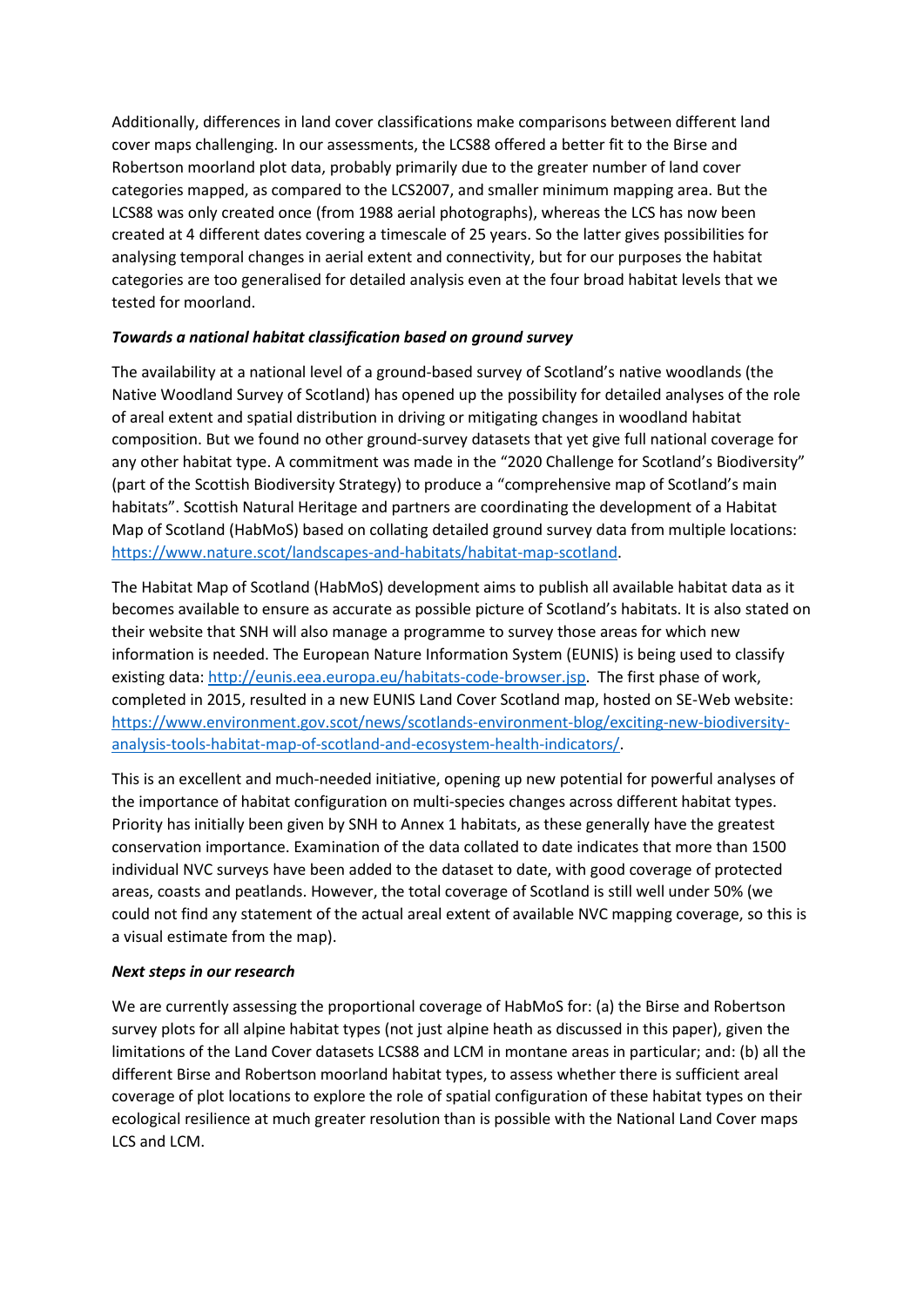Additionally, differences in land cover classifications make comparisons between different land cover maps challenging. In our assessments, the LCS88 offered a better fit to the Birse and Robertson moorland plot data, probably primarily due to the greater number of land cover categories mapped, as compared to the LCS2007, and smaller minimum mapping area. But the LCS88 was only created once (from 1988 aerial photographs), whereas the LCS has now been created at 4 different dates covering a timescale of 25 years. So the latter gives possibilities for analysing temporal changes in aerial extent and connectivity, but for our purposes the habitat categories are too generalised for detailed analysis even at the four broad habitat levels that we tested for moorland.

***Towards a national habitat classification based on ground survey***

The availability at a national level of a ground-based survey of Scotland's native woodlands (the Native Woodland Survey of Scotland) has opened up the possibility for detailed analyses of the role of areal extent and spatial distribution in driving or mitigating changes in woodland habitat composition. But we found no other ground-survey datasets that yet give full national coverage for any other habitat type. A commitment was made in the "2020 Challenge for Scotland's Biodiversity" (part of the Scottish Biodiversity Strategy) to produce a "comprehensive map of Scotland's main habitats". Scottish Natural Heritage and partners are coordinating the development of a Habitat Map of Scotland (HabMoS) based on collating detailed ground survey data from multiple locations: https://www.nature.scot/landscapes-and-habitats/habitat-map-scotland.

The Habitat Map of Scotland (HabMoS) development aims to publish all available habitat data as it becomes available to ensure as accurate as possible picture of Scotland's habitats. It is also stated on their website that SNH will also manage a programme to survey those areas for which new information is needed. The European Nature Information System (EUNIS) is being used to classify existing data: http://eunis.eea.europa.eu/habitats-code-browser.jsp. The first phase of work, completed in 2015, resulted in a new EUNIS Land Cover Scotland map, hosted on SE-Web website: https://www.environment.gov.scot/news/scotlands-environment-blog/exciting-new-biodiversity-analysis-tools-habitat-map-of-scotland-and-ecosystem-health-indicators/.

This is an excellent and much-needed initiative, opening up new potential for powerful analyses of the importance of habitat configuration on multi-species changes across different habitat types. Priority has initially been given by SNH to Annex 1 habitats, as these generally have the greatest conservation importance. Examination of the data collated to date indicates that more than 1500 individual NVC surveys have been added to the dataset to date, with good coverage of protected areas, coasts and peatlands. However, the total coverage of Scotland is still well under 50% (we could not find any statement of the actual areal extent of available NVC mapping coverage, so this is a visual estimate from the map).

***Next steps in our research***

We are currently assessing the proportional coverage of HabMoS for: (a) the Birse and Robertson survey plots for all alpine habitat types (not just alpine heath as discussed in this paper), given the limitations of the Land Cover datasets LCS88 and LCM in montane areas in particular; and: (b) all the different Birse and Robertson moorland habitat types, to assess whether there is sufficient areal coverage of plot locations to explore the role of spatial configuration of these habitat types on their ecological resilience at much greater resolution than is possible with the National Land Cover maps LCS and LCM.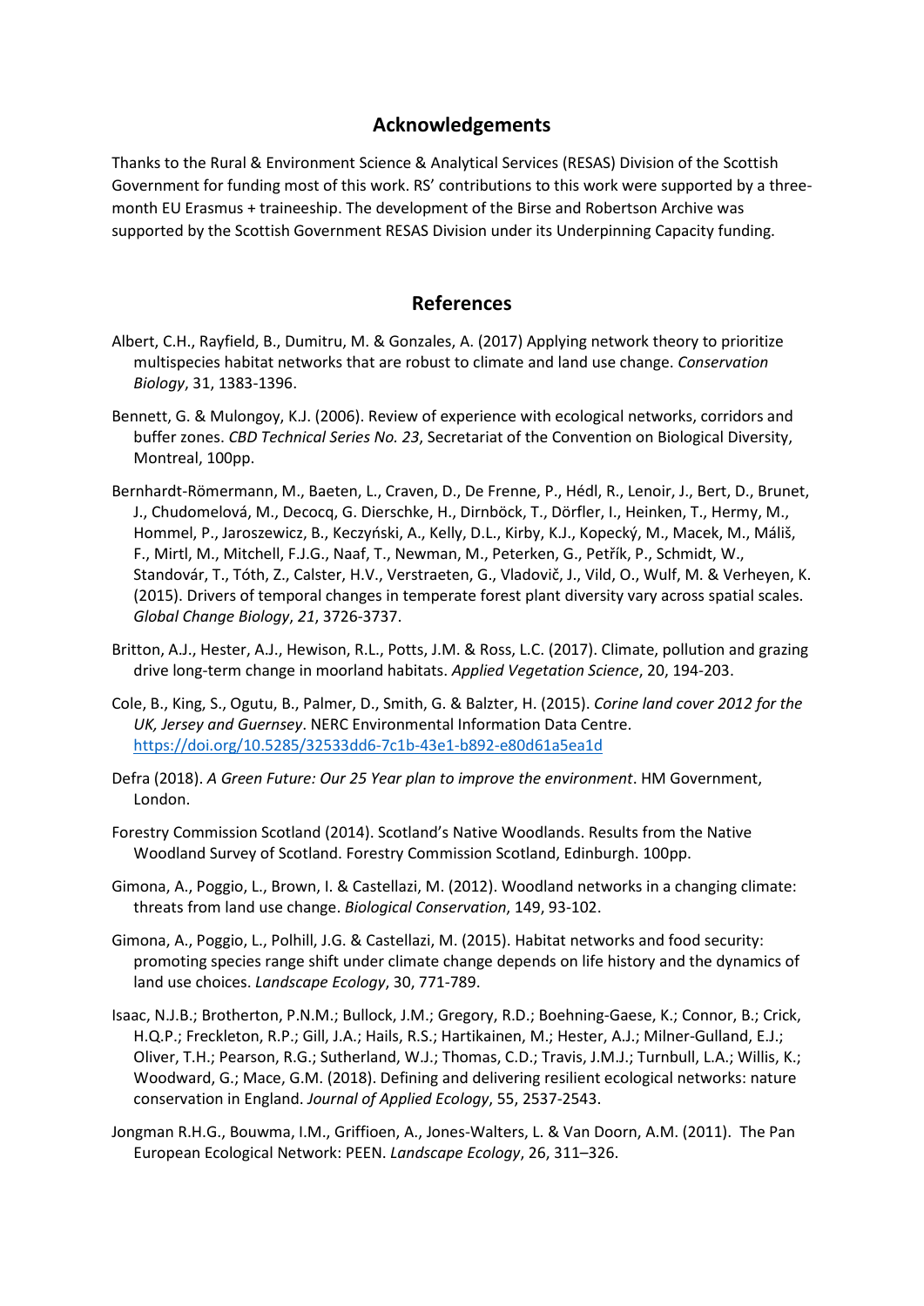## Acknowledgements

Thanks to the Rural & Environment Science & Analytical Services (RESAS) Division of the Scottish Government for funding most of this work. RS' contributions to this work were supported by a three-month EU Erasmus + traineeship. The development of the Birse and Robertson Archive was supported by the Scottish Government RESAS Division under its Underpinning Capacity funding.

## References

Albert, C.H., Rayfield, B., Dumitru, M. & Gonzales, A. (2017) Applying network theory to prioritize multispecies habitat networks that are robust to climate and land use change. *Conservation Biology*, 31, 1383-1396.

Bennett, G. & Mulongoy, K.J. (2006). Review of experience with ecological networks, corridors and buffer zones. *CBD Technical Series No. 23*, Secretariat of the Convention on Biological Diversity, Montreal, 100pp.

Bernhardt-Römermann, M., Baeten, L., Craven, D., De Frenne, P., Hédl, R., Lenoir, J., Bert, D., Brunet, J., Chudomelová, M., Decocq, G. Dierschke, H., Dirnböck, T., Dörfler, I., Heinken, T., Hermy, M., Hommel, P., Jaroszewicz, B., Keczyński, A., Kelly, D.L., Kirby, K.J., Kopecký, M., Macek, M., Máliš, F., Mirtl, M., Mitchell, F.J.G., Naaf, T., Newman, M., Peterken, G., Petřík, P., Schmidt, W., Standovár, T., Tóth, Z., Calster, H.V., Verstraeten, G., Vladovič, J., Vild, O., Wulf, M. & Verheyen, K. (2015). Drivers of temporal changes in temperate forest plant diversity vary across spatial scales. *Global Change Biology*, *21*, 3726-3737.

Britton, A.J., Hester, A.J., Hewison, R.L., Potts, J.M. & Ross, L.C. (2017). Climate, pollution and grazing drive long-term change in moorland habitats. *Applied Vegetation Science*, 20, 194-203.

Cole, B., King, S., Ogutu, B., Palmer, D., Smith, G. & Balzter, H. (2015). *Corine land cover 2012 for the UK, Jersey and Guernsey*. NERC Environmental Information Data Centre. https://doi.org/10.5285/32533dd6-7c1b-43e1-b892-e80d61a5ea1d

Defra (2018). *A Green Future: Our 25 Year plan to improve the environment*. HM Government, London.

Forestry Commission Scotland (2014). Scotland's Native Woodlands. Results from the Native Woodland Survey of Scotland. Forestry Commission Scotland, Edinburgh. 100pp.

Gimona, A., Poggio, L., Brown, I. & Castellazi, M. (2012). Woodland networks in a changing climate: threats from land use change. *Biological Conservation*, 149, 93-102.

Gimona, A., Poggio, L., Polhill, J.G. & Castellazi, M. (2015). Habitat networks and food security: promoting species range shift under climate change depends on life history and the dynamics of land use choices. *Landscape Ecology*, 30, 771-789.

Isaac, N.J.B.; Brotherton, P.N.M.; Bullock, J.M.; Gregory, R.D.; Boehning-Gaese, K.; Connor, B.; Crick, H.Q.P.; Freckleton, R.P.; Gill, J.A.; Hails, R.S.; Hartikainen, M.; Hester, A.J.; Milner-Gulland, E.J.; Oliver, T.H.; Pearson, R.G.; Sutherland, W.J.; Thomas, C.D.; Travis, J.M.J.; Turnbull, L.A.; Willis, K.; Woodward, G.; Mace, G.M. (2018). Defining and delivering resilient ecological networks: nature conservation in England. *Journal of Applied Ecology*, 55, 2537-2543.

Jongman R.H.G., Bouwma, I.M., Griffioen, A., Jones-Walters, L. & Van Doorn, A.M. (2011). The Pan European Ecological Network: PEEN. *Landscape Ecology*, 26, 311–326.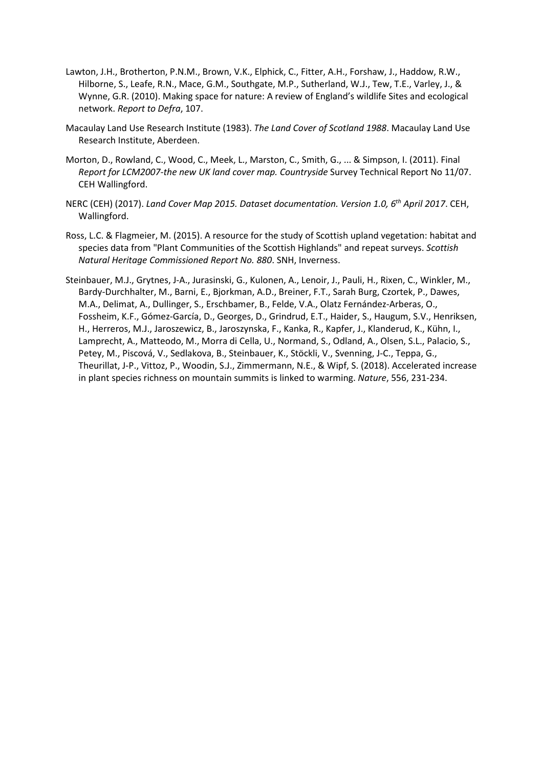Lawton, J.H., Brotherton, P.N.M., Brown, V.K., Elphick, C., Fitter, A.H., Forshaw, J., Haddow, R.W., Hilborne, S., Leafe, R.N., Mace, G.M., Southgate, M.P., Sutherland, W.J., Tew, T.E., Varley, J., & Wynne, G.R. (2010). Making space for nature: A review of England's wildlife Sites and ecological network. *Report to Defra*, 107.

Macaulay Land Use Research Institute (1983). *The Land Cover of Scotland 1988*. Macaulay Land Use Research Institute, Aberdeen.

Morton, D., Rowland, C., Wood, C., Meek, L., Marston, C., Smith, G., ... & Simpson, I. (2011). Final *Report for LCM2007-the new UK land cover map. Countryside* Survey Technical Report No 11/07. CEH Wallingford.

NERC (CEH) (2017). *Land Cover Map 2015. Dataset documentation. Version 1.0, 6th April 2017*. CEH, Wallingford.

Ross, L.C. & Flagmeier, M. (2015). A resource for the study of Scottish upland vegetation: habitat and species data from "Plant Communities of the Scottish Highlands" and repeat surveys. *Scottish Natural Heritage Commissioned Report No. 880*. SNH, Inverness.

Steinbauer, M.J., Grytnes, J-A., Jurasinski, G., Kulonen, A., Lenoir, J., Pauli, H., Rixen, C., Winkler, M., Bardy-Durchhalter, M., Barni, E., Bjorkman, A.D., Breiner, F.T., Sarah Burg, Czortek, P., Dawes, M.A., Delimat, A., Dullinger, S., Erschbamer, B., Felde, V.A., Olatz Fernández-Arberas, O., Fossheim, K.F., Gómez-García, D., Georges, D., Grindrud, E.T., Haider, S., Haugum, S.V., Henriksen, H., Herreros, M.J., Jaroszewicz, B., Jaroszynska, F., Kanka, R., Kapfer, J., Klanderud, K., Kühn, I., Lamprecht, A., Matteodo, M., Morra di Cella, U., Normand, S., Odland, A., Olsen, S.L., Palacio, S., Petey, M., Piscová, V., Sedlakova, B., Steinbauer, K., Stöckli, V., Svenning, J-C., Teppa, G., Theurillat, J-P., Vittoz, P., Woodin, S.J., Zimmermann, N.E., & Wipf, S. (2018). Accelerated increase in plant species richness on mountain summits is linked to warming. *Nature*, 556, 231-234.